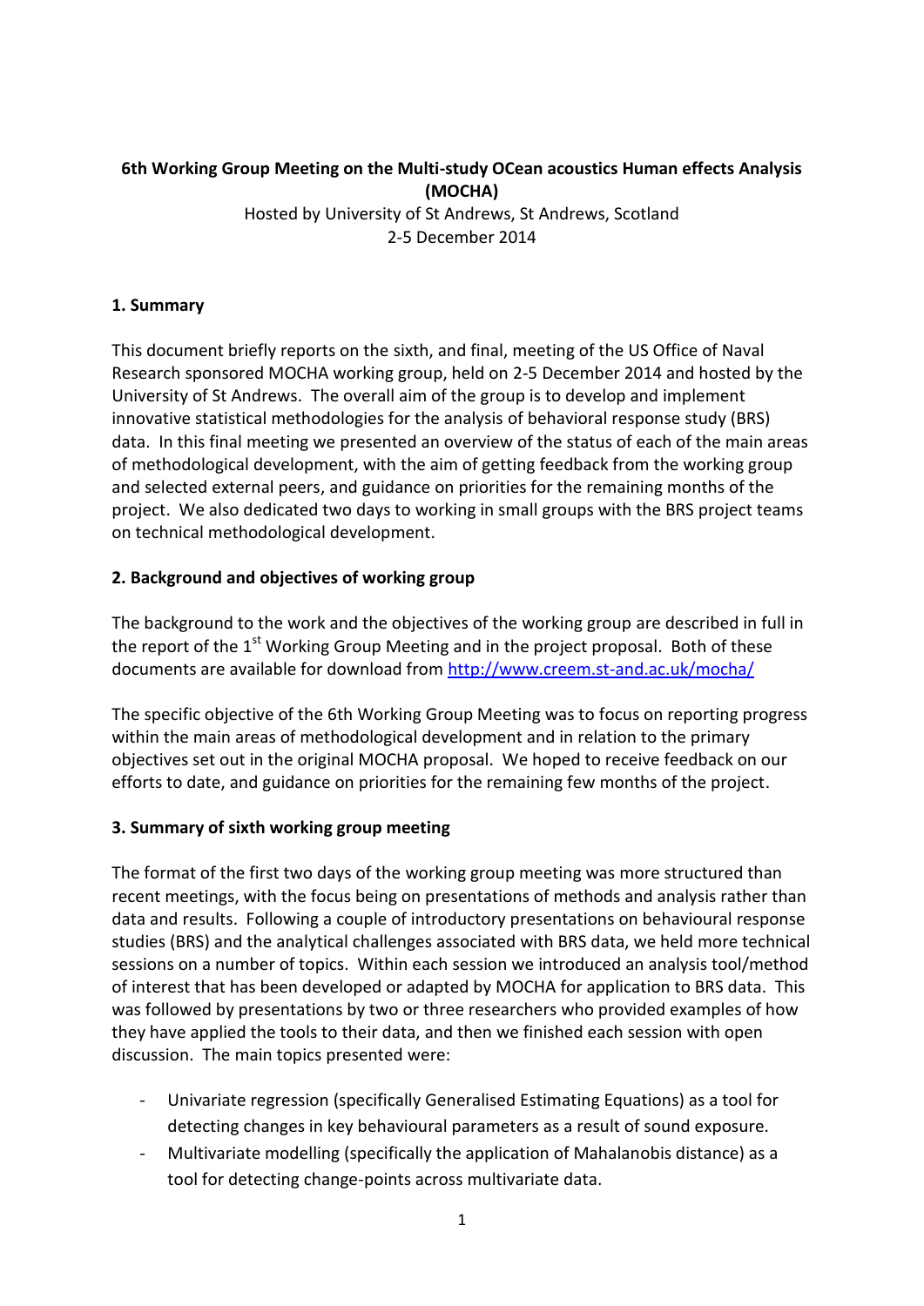**6th Working Group Meeting on the Multi-study OCean acoustics Human effects Analysis (MOCHA)**

Hosted by University of St Andrews, St Andrews, Scotland
2-5 December 2014

## 1. Summary

This document briefly reports on the sixth, and final, meeting of the US Office of Naval Research sponsored MOCHA working group, held on 2-5 December 2014 and hosted by the University of St Andrews. The overall aim of the group is to develop and implement innovative statistical methodologies for the analysis of behavioral response study (BRS) data. In this final meeting we presented an overview of the status of each of the main areas of methodological development, with the aim of getting feedback from the working group and selected external peers, and guidance on priorities for the remaining months of the project. We also dedicated two days to working in small groups with the BRS project teams on technical methodological development.

## 2. Background and objectives of working group

The background to the work and the objectives of the working group are described in full in the report of the 1st Working Group Meeting and in the project proposal. Both of these documents are available for download from http://www.creem.st-and.ac.uk/mocha/

The specific objective of the 6th Working Group Meeting was to focus on reporting progress within the main areas of methodological development and in relation to the primary objectives set out in the original MOCHA proposal. We hoped to receive feedback on our efforts to date, and guidance on priorities for the remaining few months of the project.

## 3. Summary of sixth working group meeting

The format of the first two days of the working group meeting was more structured than recent meetings, with the focus being on presentations of methods and analysis rather than data and results. Following a couple of introductory presentations on behavioural response studies (BRS) and the analytical challenges associated with BRS data, we held more technical sessions on a number of topics. Within each session we introduced an analysis tool/method of interest that has been developed or adapted by MOCHA for application to BRS data. This was followed by presentations by two or three researchers who provided examples of how they have applied the tools to their data, and then we finished each session with open discussion. The main topics presented were:

- Univariate regression (specifically Generalised Estimating Equations) as a tool for detecting changes in key behavioural parameters as a result of sound exposure.
- Multivariate modelling (specifically the application of Mahalanobis distance) as a tool for detecting change-points across multivariate data.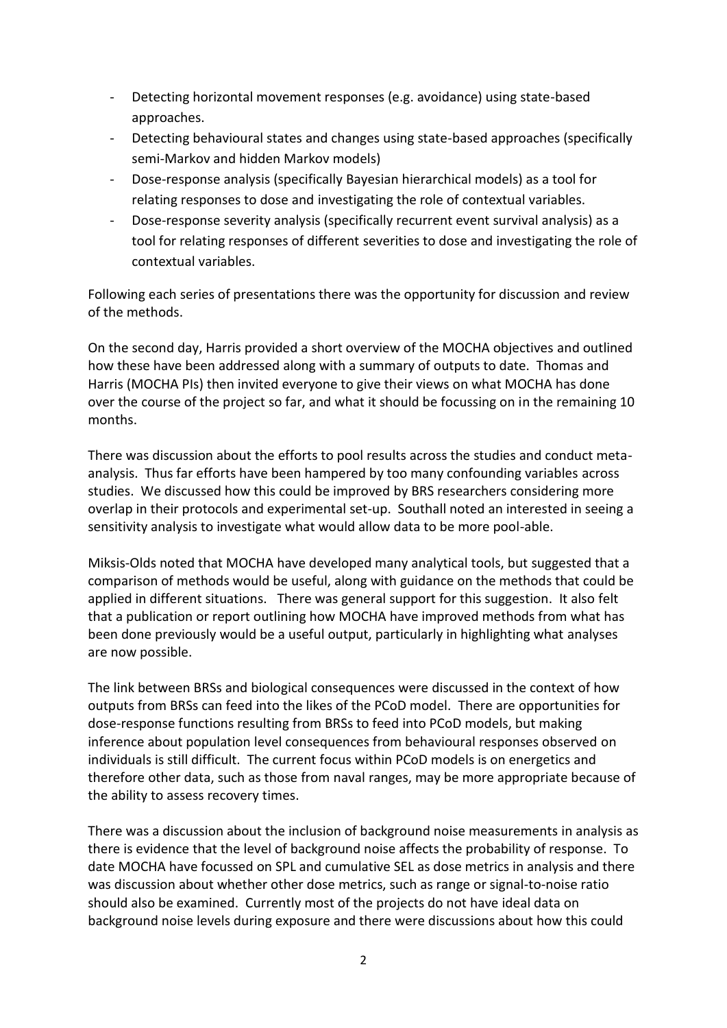- Detecting horizontal movement responses (e.g. avoidance) using state-based approaches.
- Detecting behavioural states and changes using state-based approaches (specifically semi-Markov and hidden Markov models)
- Dose-response analysis (specifically Bayesian hierarchical models) as a tool for relating responses to dose and investigating the role of contextual variables.
- Dose-response severity analysis (specifically recurrent event survival analysis) as a tool for relating responses of different severities to dose and investigating the role of contextual variables.

Following each series of presentations there was the opportunity for discussion and review of the methods.

On the second day, Harris provided a short overview of the MOCHA objectives and outlined how these have been addressed along with a summary of outputs to date. Thomas and Harris (MOCHA PIs) then invited everyone to give their views on what MOCHA has done over the course of the project so far, and what it should be focussing on in the remaining 10 months.

There was discussion about the efforts to pool results across the studies and conduct meta-analysis. Thus far efforts have been hampered by too many confounding variables across studies. We discussed how this could be improved by BRS researchers considering more overlap in their protocols and experimental set-up. Southall noted an interested in seeing a sensitivity analysis to investigate what would allow data to be more pool-able.

Miksis-Olds noted that MOCHA have developed many analytical tools, but suggested that a comparison of methods would be useful, along with guidance on the methods that could be applied in different situations. There was general support for this suggestion. It also felt that a publication or report outlining how MOCHA have improved methods from what has been done previously would be a useful output, particularly in highlighting what analyses are now possible.

The link between BRSs and biological consequences were discussed in the context of how outputs from BRSs can feed into the likes of the PCoD model. There are opportunities for dose-response functions resulting from BRSs to feed into PCoD models, but making inference about population level consequences from behavioural responses observed on individuals is still difficult. The current focus within PCoD models is on energetics and therefore other data, such as those from naval ranges, may be more appropriate because of the ability to assess recovery times.

There was a discussion about the inclusion of background noise measurements in analysis as there is evidence that the level of background noise affects the probability of response. To date MOCHA have focussed on SPL and cumulative SEL as dose metrics in analysis and there was discussion about whether other dose metrics, such as range or signal-to-noise ratio should also be examined. Currently most of the projects do not have ideal data on background noise levels during exposure and there were discussions about how this could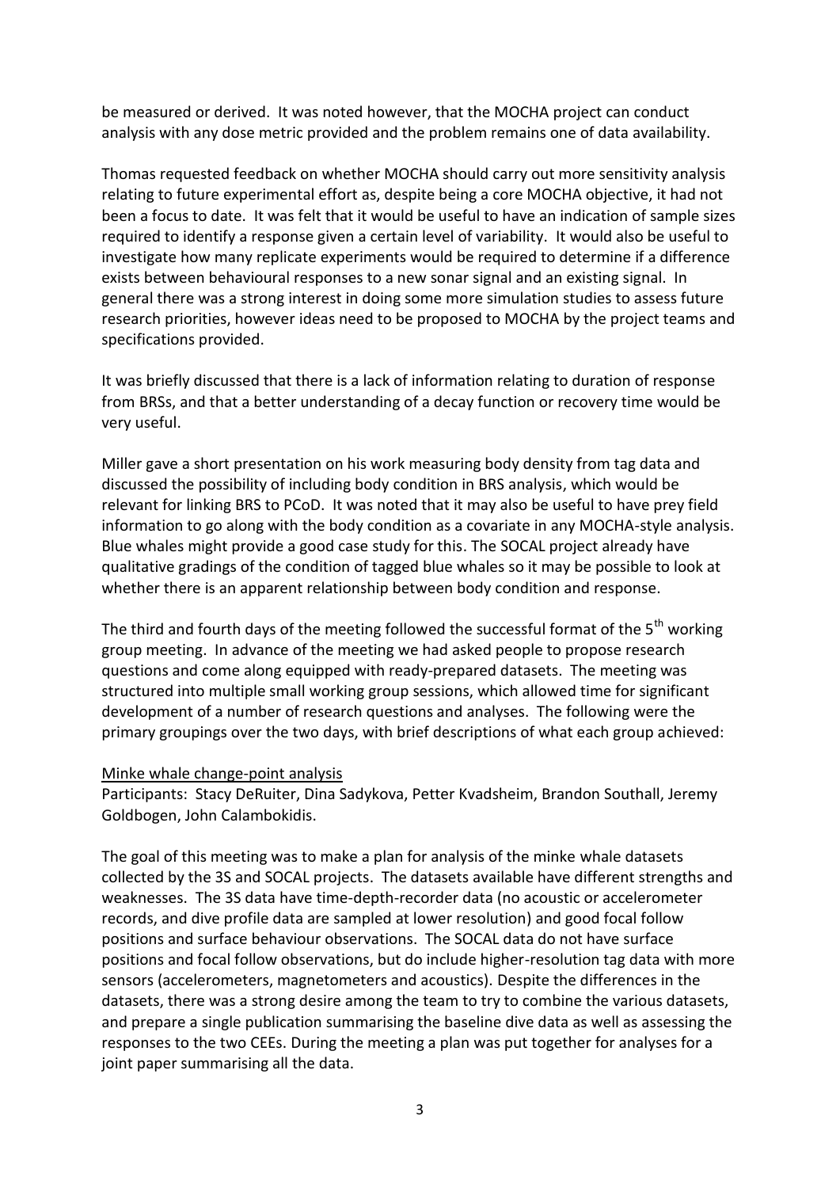be measured or derived. It was noted however, that the MOCHA project can conduct analysis with any dose metric provided and the problem remains one of data availability.

Thomas requested feedback on whether MOCHA should carry out more sensitivity analysis relating to future experimental effort as, despite being a core MOCHA objective, it had not been a focus to date. It was felt that it would be useful to have an indication of sample sizes required to identify a response given a certain level of variability. It would also be useful to investigate how many replicate experiments would be required to determine if a difference exists between behavioural responses to a new sonar signal and an existing signal. In general there was a strong interest in doing some more simulation studies to assess future research priorities, however ideas need to be proposed to MOCHA by the project teams and specifications provided.

It was briefly discussed that there is a lack of information relating to duration of response from BRSs, and that a better understanding of a decay function or recovery time would be very useful.

Miller gave a short presentation on his work measuring body density from tag data and discussed the possibility of including body condition in BRS analysis, which would be relevant for linking BRS to PCoD. It was noted that it may also be useful to have prey field information to go along with the body condition as a covariate in any MOCHA-style analysis. Blue whales might provide a good case study for this. The SOCAL project already have qualitative gradings of the condition of tagged blue whales so it may be possible to look at whether there is an apparent relationship between body condition and response.

The third and fourth days of the meeting followed the successful format of the 5th working group meeting. In advance of the meeting we had asked people to propose research questions and come along equipped with ready-prepared datasets. The meeting was structured into multiple small working group sessions, which allowed time for significant development of a number of research questions and analyses. The following were the primary groupings over the two days, with brief descriptions of what each group achieved:

<u>Minke whale change-point analysis</u>

Participants: Stacy DeRuiter, Dina Sadykova, Petter Kvadsheim, Brandon Southall, Jeremy Goldbogen, John Calambokidis.

The goal of this meeting was to make a plan for analysis of the minke whale datasets collected by the 3S and SOCAL projects. The datasets available have different strengths and weaknesses. The 3S data have time-depth-recorder data (no acoustic or accelerometer records, and dive profile data are sampled at lower resolution) and good focal follow positions and surface behaviour observations. The SOCAL data do not have surface positions and focal follow observations, but do include higher-resolution tag data with more sensors (accelerometers, magnetometers and acoustics). Despite the differences in the datasets, there was a strong desire among the team to try to combine the various datasets, and prepare a single publication summarising the baseline dive data as well as assessing the responses to the two CEEs. During the meeting a plan was put together for analyses for a joint paper summarising all the data.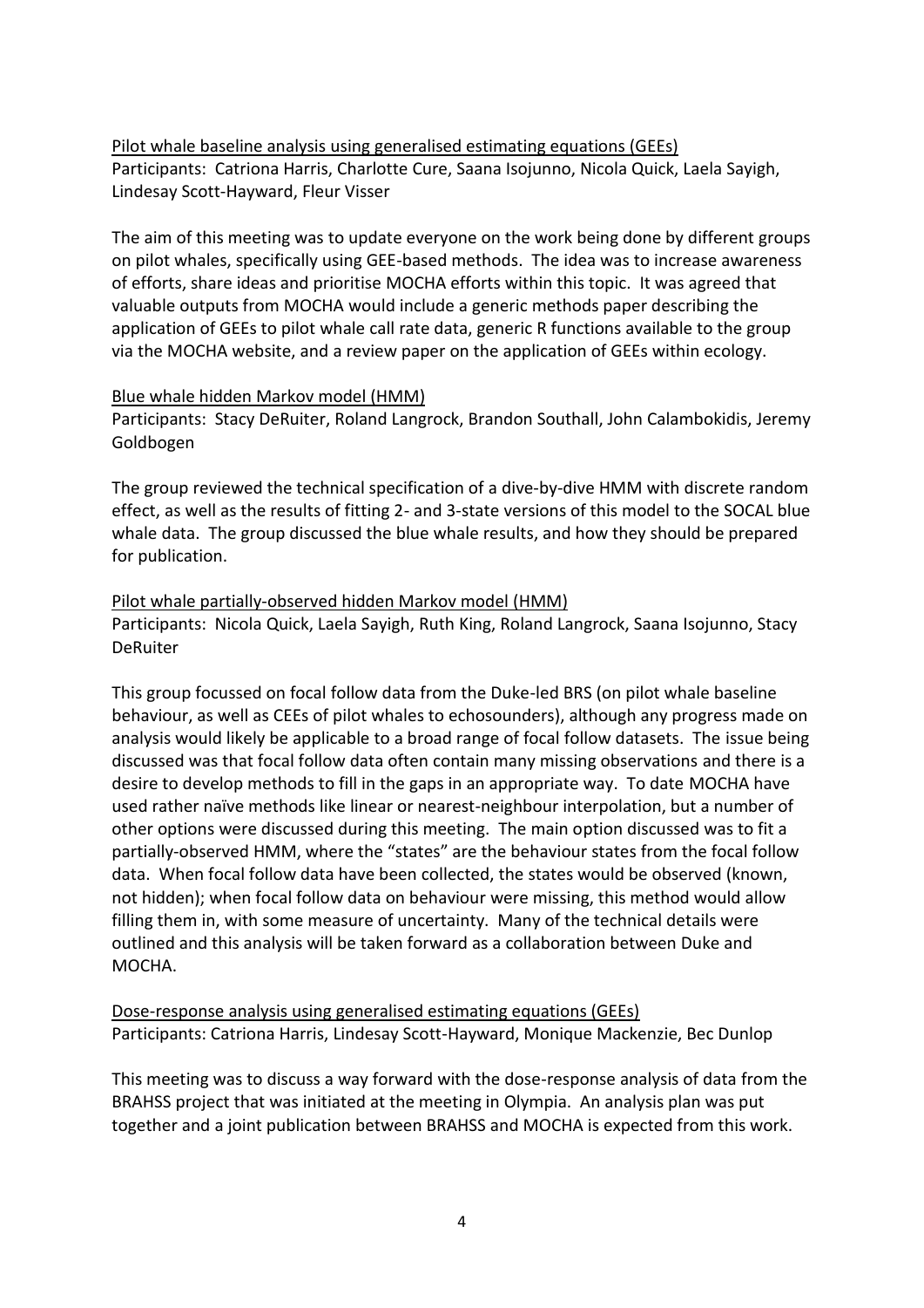<u>Pilot whale baseline analysis using generalised estimating equations (GEEs)</u>
Participants: Catriona Harris, Charlotte Cure, Saana Isojunno, Nicola Quick, Laela Sayigh, Lindesay Scott-Hayward, Fleur Visser

The aim of this meeting was to update everyone on the work being done by different groups on pilot whales, specifically using GEE-based methods. The idea was to increase awareness of efforts, share ideas and prioritise MOCHA efforts within this topic. It was agreed that valuable outputs from MOCHA would include a generic methods paper describing the application of GEEs to pilot whale call rate data, generic R functions available to the group via the MOCHA website, and a review paper on the application of GEEs within ecology.

<u>Blue whale hidden Markov model (HMM)</u>
Participants: Stacy DeRuiter, Roland Langrock, Brandon Southall, John Calambokidis, Jeremy Goldbogen

The group reviewed the technical specification of a dive-by-dive HMM with discrete random effect, as well as the results of fitting 2- and 3-state versions of this model to the SOCAL blue whale data. The group discussed the blue whale results, and how they should be prepared for publication.

<u>Pilot whale partially-observed hidden Markov model (HMM)</u>
Participants: Nicola Quick, Laela Sayigh, Ruth King, Roland Langrock, Saana Isojunno, Stacy DeRuiter

This group focussed on focal follow data from the Duke-led BRS (on pilot whale baseline behaviour, as well as CEEs of pilot whales to echosounders), although any progress made on analysis would likely be applicable to a broad range of focal follow datasets. The issue being discussed was that focal follow data often contain many missing observations and there is a desire to develop methods to fill in the gaps in an appropriate way. To date MOCHA have used rather naïve methods like linear or nearest-neighbour interpolation, but a number of other options were discussed during this meeting. The main option discussed was to fit a partially-observed HMM, where the "states" are the behaviour states from the focal follow data. When focal follow data have been collected, the states would be observed (known, not hidden); when focal follow data on behaviour were missing, this method would allow filling them in, with some measure of uncertainty. Many of the technical details were outlined and this analysis will be taken forward as a collaboration between Duke and MOCHA.

<u>Dose-response analysis using generalised estimating equations (GEEs)</u>
Participants: Catriona Harris, Lindesay Scott-Hayward, Monique Mackenzie, Bec Dunlop

This meeting was to discuss a way forward with the dose-response analysis of data from the BRAHSS project that was initiated at the meeting in Olympia. An analysis plan was put together and a joint publication between BRAHSS and MOCHA is expected from this work.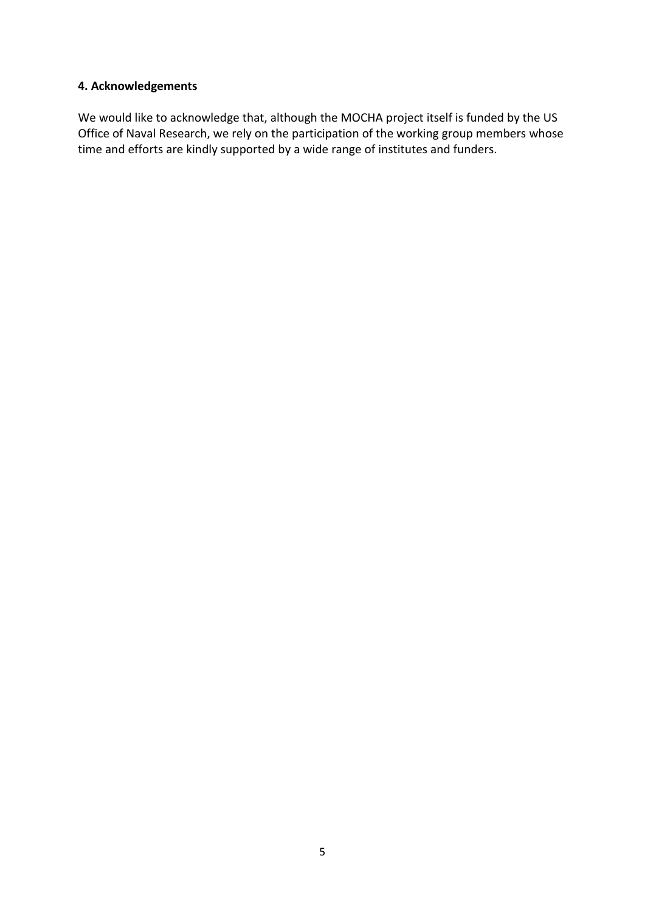## 4. Acknowledgements

We would like to acknowledge that, although the MOCHA project itself is funded by the US Office of Naval Research, we rely on the participation of the working group members whose time and efforts are kindly supported by a wide range of institutes and funders.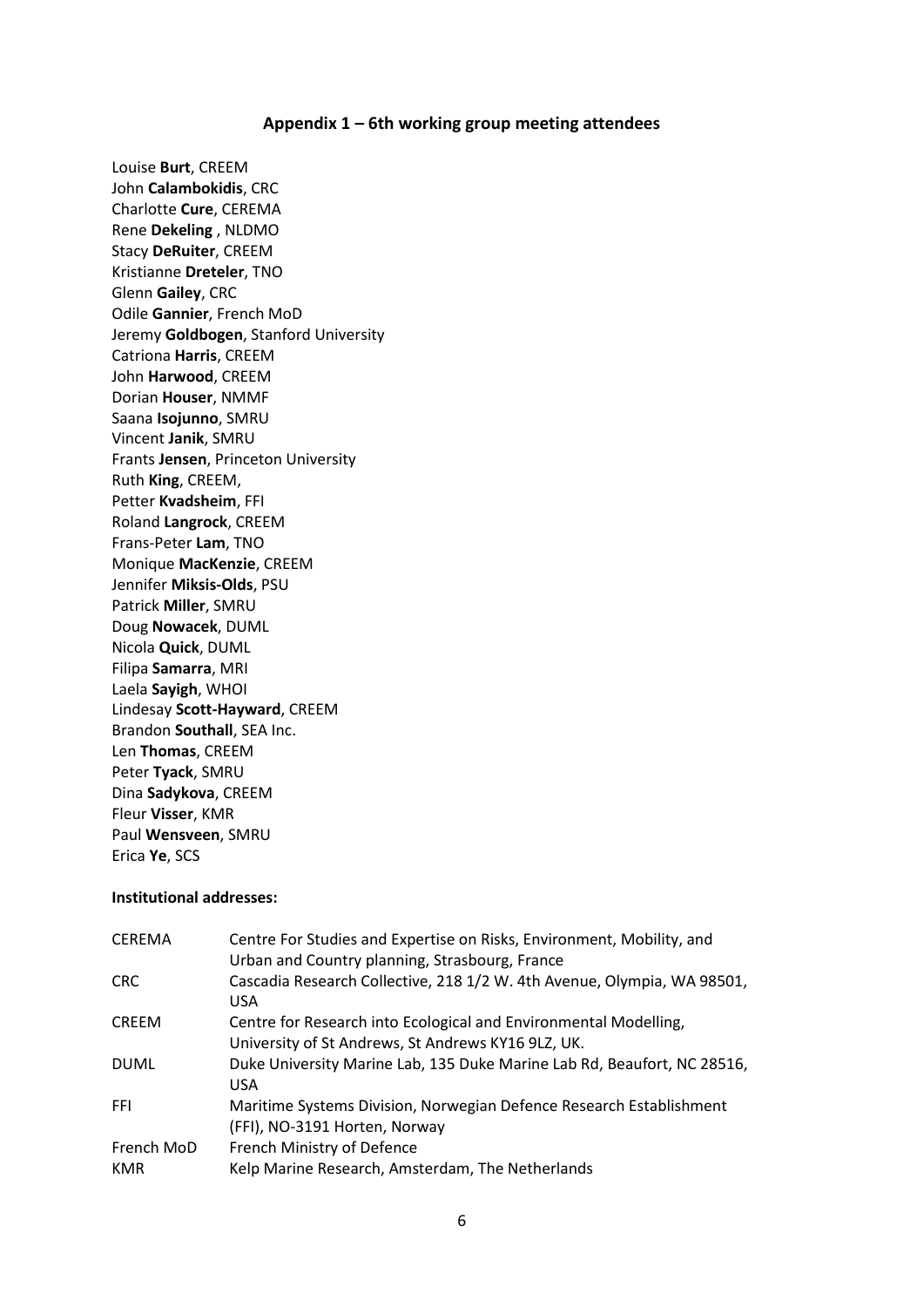## Appendix 1 – 6th working group meeting attendees

Louise **Burt**, CREEM
John **Calambokidis**, CRC
Charlotte **Cure**, CEREMA
Rene **Dekeling** , NLDMO
Stacy **DeRuiter**, CREEM
Kristianne **Dreteler**, TNO
Glenn **Gailey**, CRC
Odile **Gannier**, French MoD
Jeremy **Goldbogen**, Stanford University
Catriona **Harris**, CREEM
John **Harwood**, CREEM
Dorian **Houser**, NMMF
Saana **Isojunno**, SMRU
Vincent **Janik**, SMRU
Frants **Jensen**, Princeton University
Ruth **King**, CREEM,
Petter **Kvadsheim**, FFI
Roland **Langrock**, CREEM
Frans-Peter **Lam**, TNO
Monique **MacKenzie**, CREEM
Jennifer **Miksis-Olds**, PSU
Patrick **Miller**, SMRU
Doug **Nowacek**, DUML
Nicola **Quick**, DUML
Filipa **Samarra**, MRI
Laela **Sayigh**, WHOI
Lindesay **Scott-Hayward**, CREEM
Brandon **Southall**, SEA Inc.
Len **Thomas**, CREEM
Peter **Tyack**, SMRU
Dina **Sadykova**, CREEM
Fleur **Visser**, KMR
Paul **Wensveen**, SMRU
Erica **Ye**, SCS

**Institutional addresses:**

| | |
|---|---|
| CEREMA | Centre For Studies and Expertise on Risks, Environment, Mobility, and Urban and Country planning, Strasbourg, France |
| CRC | Cascadia Research Collective, 218 1/2 W. 4th Avenue, Olympia, WA 98501, USA |
| CREEM | Centre for Research into Ecological and Environmental Modelling, University of St Andrews, St Andrews KY16 9LZ, UK. |
| DUML | Duke University Marine Lab, 135 Duke Marine Lab Rd, Beaufort, NC 28516, USA |
| FFI | Maritime Systems Division, Norwegian Defence Research Establishment (FFI), NO-3191 Horten, Norway |
| French MoD | French Ministry of Defence |
| KMR | Kelp Marine Research, Amsterdam, The Netherlands |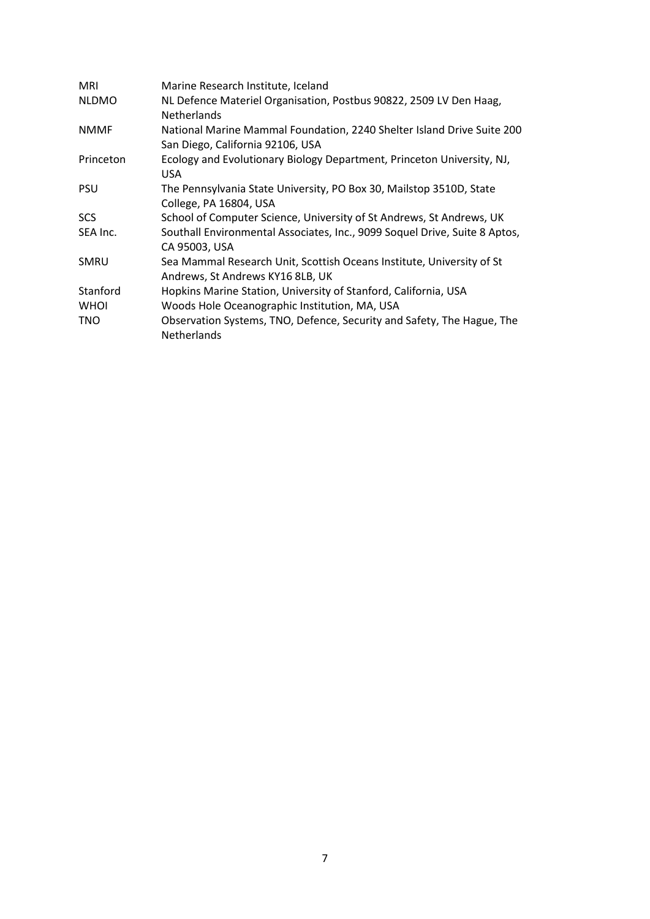| | |
|---|---|
| MRI | Marine Research Institute, Iceland |
| NLDMO | NL Defence Materiel Organisation, Postbus 90822, 2509 LV Den Haag, Netherlands |
| NMMF | National Marine Mammal Foundation, 2240 Shelter Island Drive Suite 200 San Diego, California 92106, USA |
| Princeton | Ecology and Evolutionary Biology Department, Princeton University, NJ, USA |
| PSU | The Pennsylvania State University, PO Box 30, Mailstop 3510D, State College, PA 16804, USA |
| SCS | School of Computer Science, University of St Andrews, St Andrews, UK |
| SEA Inc. | Southall Environmental Associates, Inc., 9099 Soquel Drive, Suite 8 Aptos, CA 95003, USA |
| SMRU | Sea Mammal Research Unit, Scottish Oceans Institute, University of St Andrews, St Andrews KY16 8LB, UK |
| Stanford | Hopkins Marine Station, University of Stanford, California, USA |
| WHOI | Woods Hole Oceanographic Institution, MA, USA |
| TNO | Observation Systems, TNO, Defence, Security and Safety, The Hague, The Netherlands |